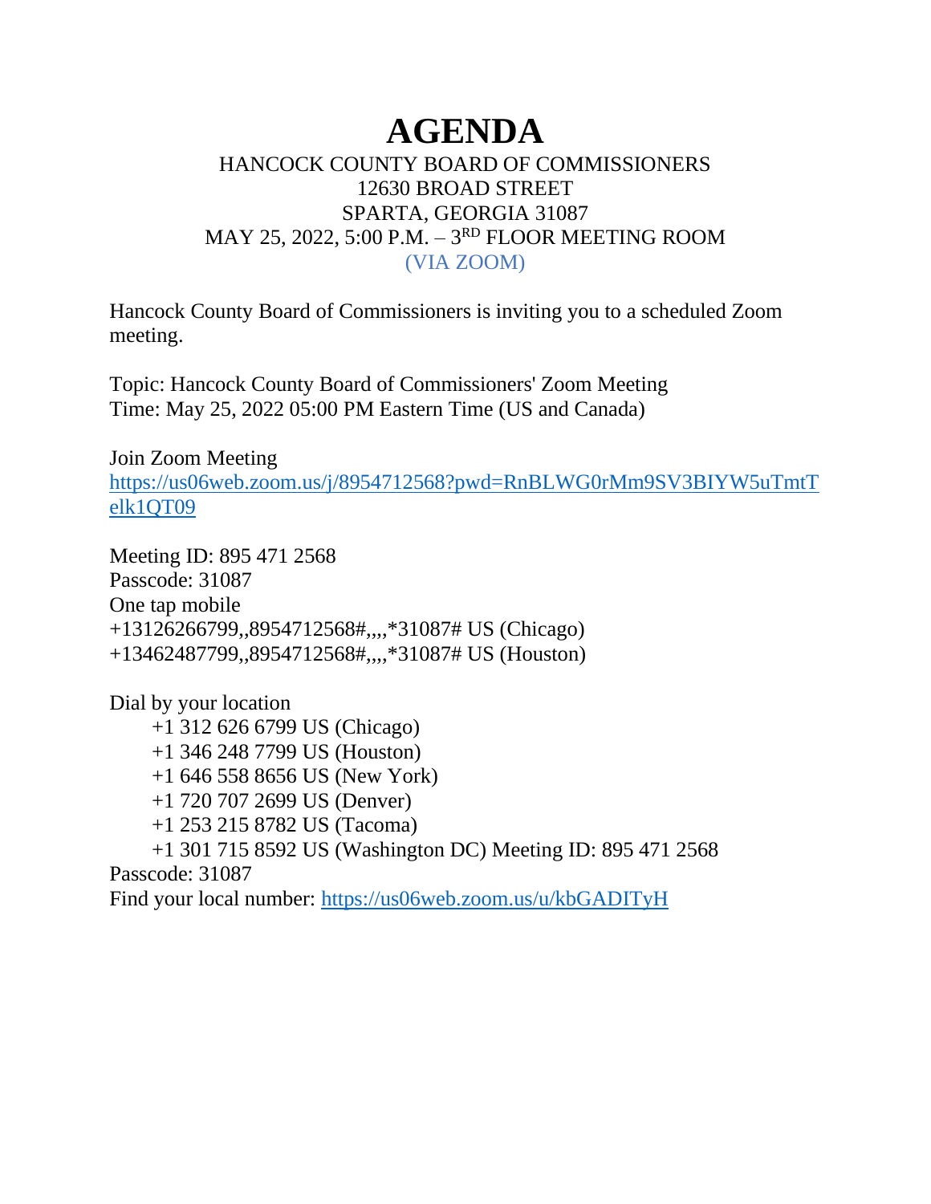# AGENDA

HANCOCK COUNTY BOARD OF COMMISSIONERS
12630 BROAD STREET
SPARTA, GEORGIA 31087
MAY 25, 2022, 5:00 P.M. – 3RD FLOOR MEETING ROOM
(VIA ZOOM)

Hancock County Board of Commissioners is inviting you to a scheduled Zoom meeting.

Topic: Hancock County Board of Commissioners' Zoom Meeting
Time: May 25, 2022 05:00 PM Eastern Time (US and Canada)

Join Zoom Meeting
https://us06web.zoom.us/j/8954712568?pwd=RnBLWG0rMm9SV3BIYW5uTmtTelk1QT09

Meeting ID: 895 471 2568
Passcode: 31087
One tap mobile
+13126266799,,8954712568#,,,,*31087# US (Chicago)
+13462487799,,8954712568#,,,,*31087# US (Houston)

Dial by your location
+1 312 626 6799 US (Chicago)
+1 346 248 7799 US (Houston)
+1 646 558 8656 US (New York)
+1 720 707 2699 US (Denver)
+1 253 215 8782 US (Tacoma)
+1 301 715 8592 US (Washington DC) Meeting ID: 895 471 2568
Passcode: 31087
Find your local number: https://us06web.zoom.us/u/kbGADITyH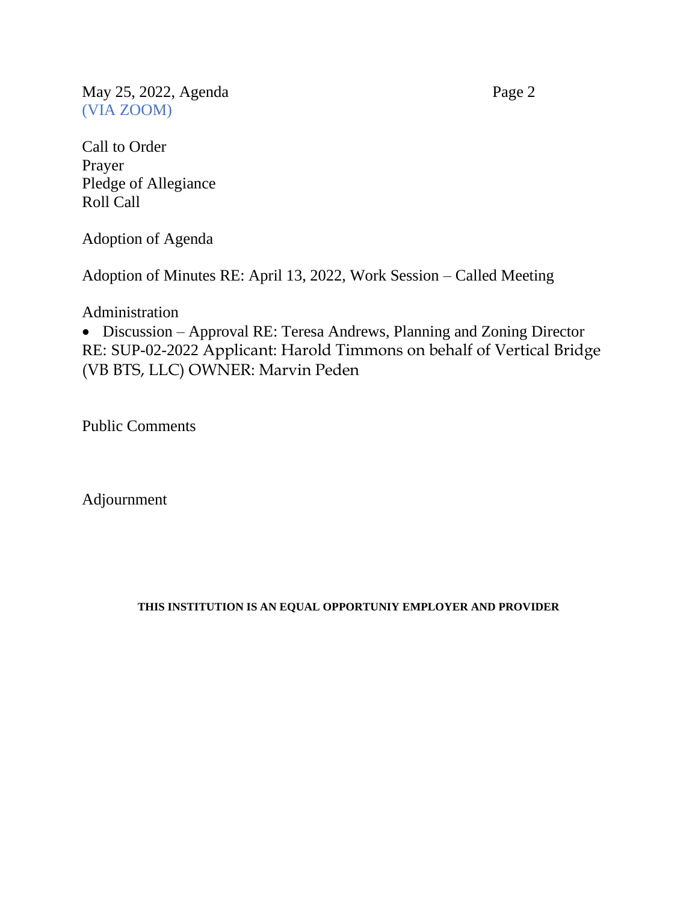May 25, 2022, Agenda

(VIA ZOOM)

Call to Order
Prayer
Pledge of Allegiance
Roll Call

Adoption of Agenda

Adoption of Minutes RE: April 13, 2022, Work Session – Called Meeting

Administration

- Discussion – Approval RE: Teresa Andrews, Planning and Zoning Director RE: SUP-02-2022 Applicant: Harold Timmons on behalf of Vertical Bridge (VB BTS, LLC) OWNER: Marvin Peden

Public Comments

Adjournment

**THIS INSTITUTION IS AN EQUAL OPPORTUNIY EMPLOYER AND PROVIDER**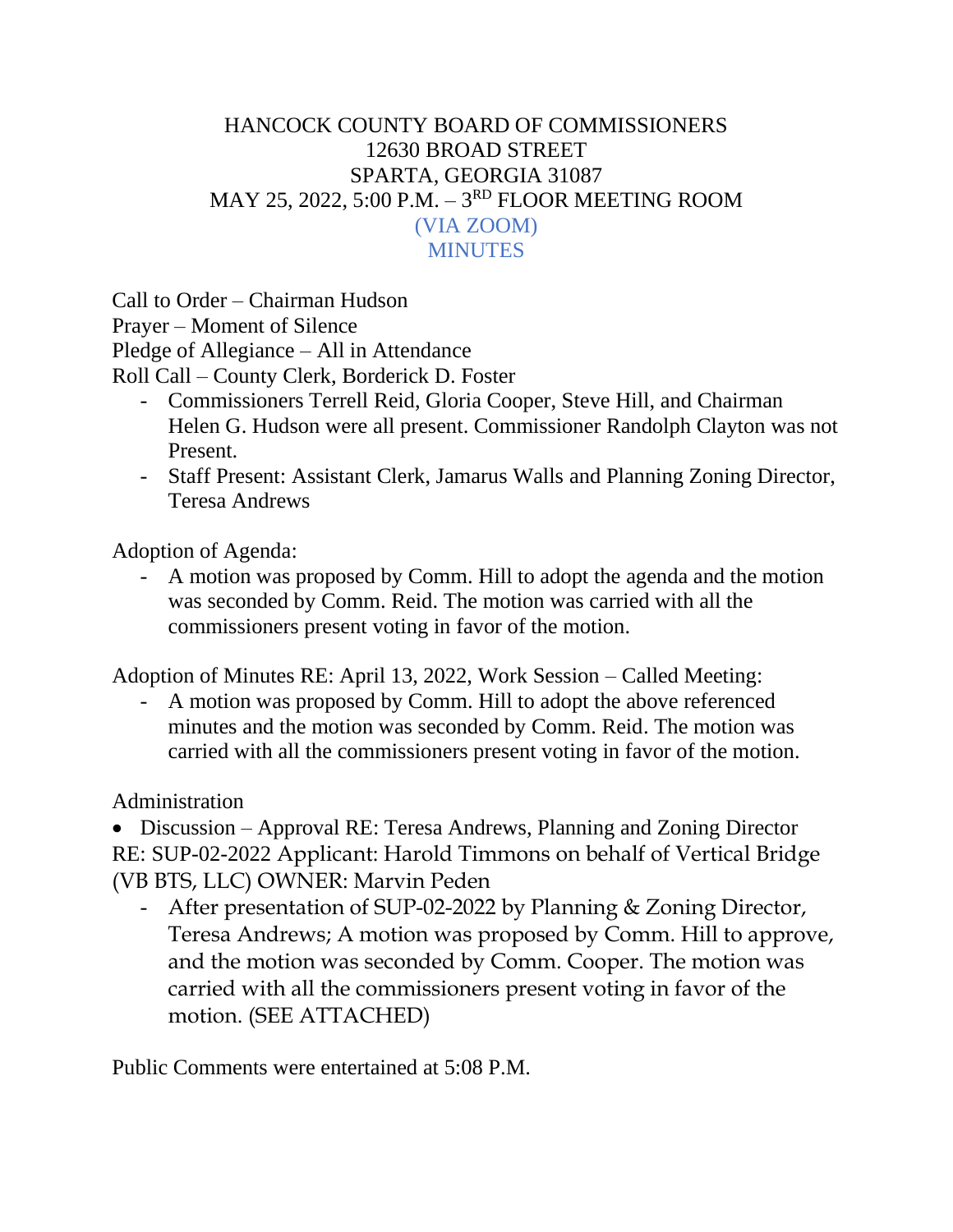HANCOCK COUNTY BOARD OF COMMISSIONERS
12630 BROAD STREET
SPARTA, GEORGIA 31087
MAY 25, 2022, 5:00 P.M. – 3RD FLOOR MEETING ROOM
(VIA ZOOM)
MINUTES

Call to Order – Chairman Hudson
Prayer – Moment of Silence
Pledge of Allegiance – All in Attendance
Roll Call – County Clerk, Borderick D. Foster

- Commissioners Terrell Reid, Gloria Cooper, Steve Hill, and Chairman Helen G. Hudson were all present. Commissioner Randolph Clayton was not Present.
- Staff Present: Assistant Clerk, Jamarus Walls and Planning Zoning Director, Teresa Andrews

Adoption of Agenda:

- A motion was proposed by Comm. Hill to adopt the agenda and the motion was seconded by Comm. Reid. The motion was carried with all the commissioners present voting in favor of the motion.

Adoption of Minutes RE: April 13, 2022, Work Session – Called Meeting:

- A motion was proposed by Comm. Hill to adopt the above referenced minutes and the motion was seconded by Comm. Reid. The motion was carried with all the commissioners present voting in favor of the motion.

Administration

- Discussion – Approval RE: Teresa Andrews, Planning and Zoning Director

RE: SUP-02-2022 Applicant: Harold Timmons on behalf of Vertical Bridge (VB BTS, LLC) OWNER: Marvin Peden

- After presentation of SUP-02-2022 by Planning & Zoning Director, Teresa Andrews; A motion was proposed by Comm. Hill to approve, and the motion was seconded by Comm. Cooper. The motion was carried with all the commissioners present voting in favor of the motion. (SEE ATTACHED)

Public Comments were entertained at 5:08 P.M.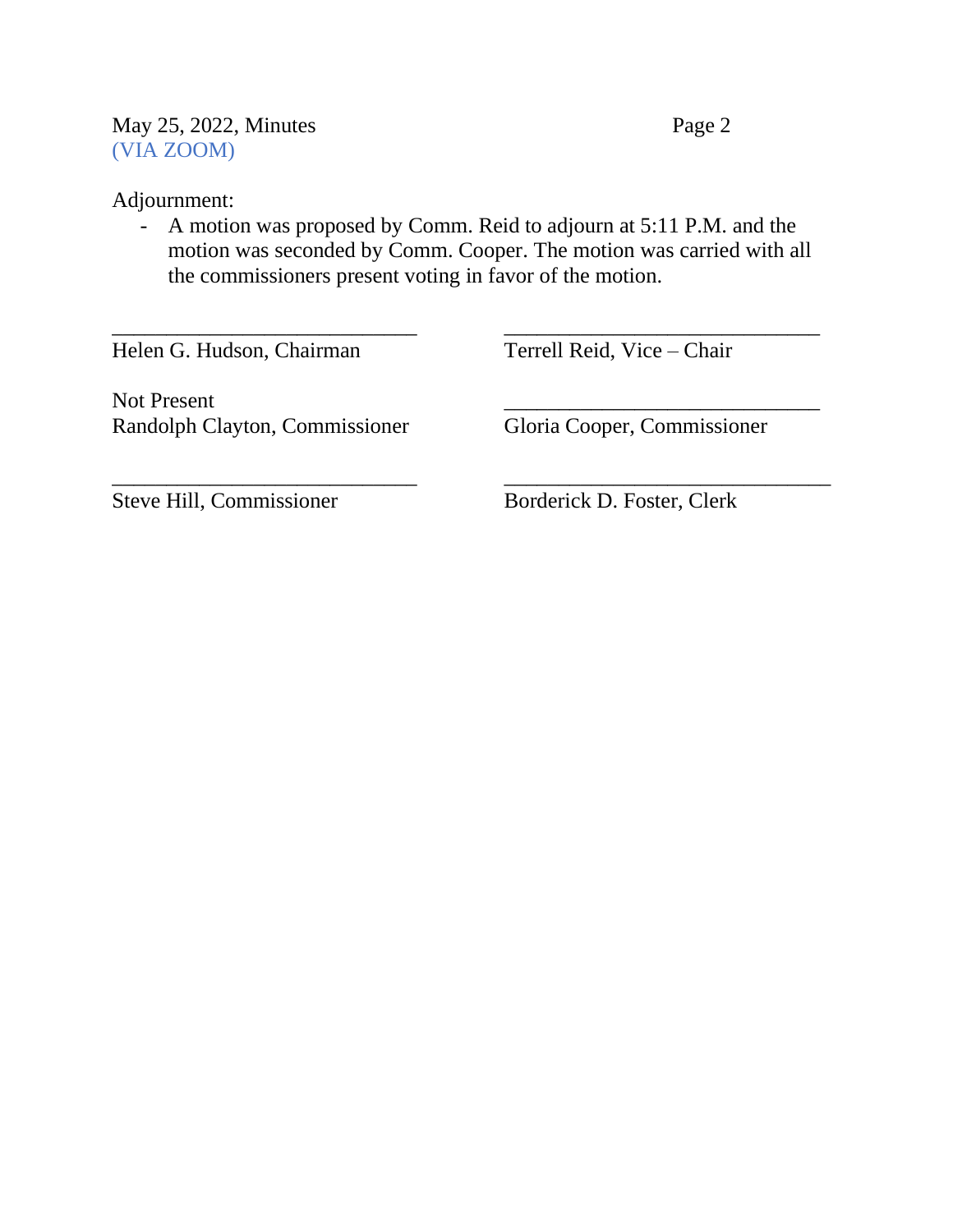Adjournment:

- A motion was proposed by Comm. Reid to adjourn at 5:11 P.M. and the motion was seconded by Comm. Cooper. The motion was carried with all the commissioners present voting in favor of the motion.

| | |
|---|---|
| ____________________________ | ____________________________ |
| Helen G. Hudson, Chairman | Terrell Reid, Vice – Chair |
| Not Present | ____________________________ |
| Randolph Clayton, Commissioner | Gloria Cooper, Commissioner |
| ____________________________ | ____________________________ |
| Steve Hill, Commissioner | Borderick D. Foster, Clerk |